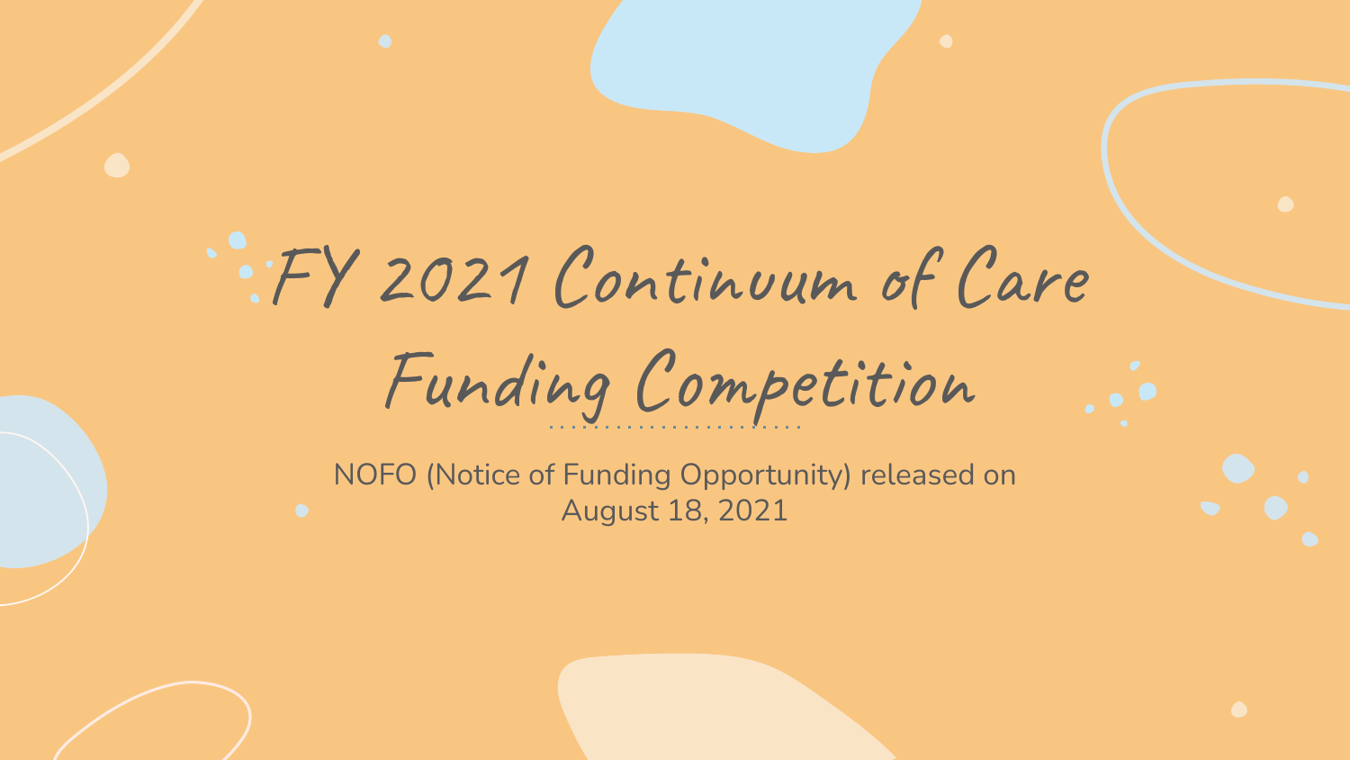# FY 2021 Continuum of Care Funding Competition

NOFO (Notice of Funding Opportunity) released on August 18, 2021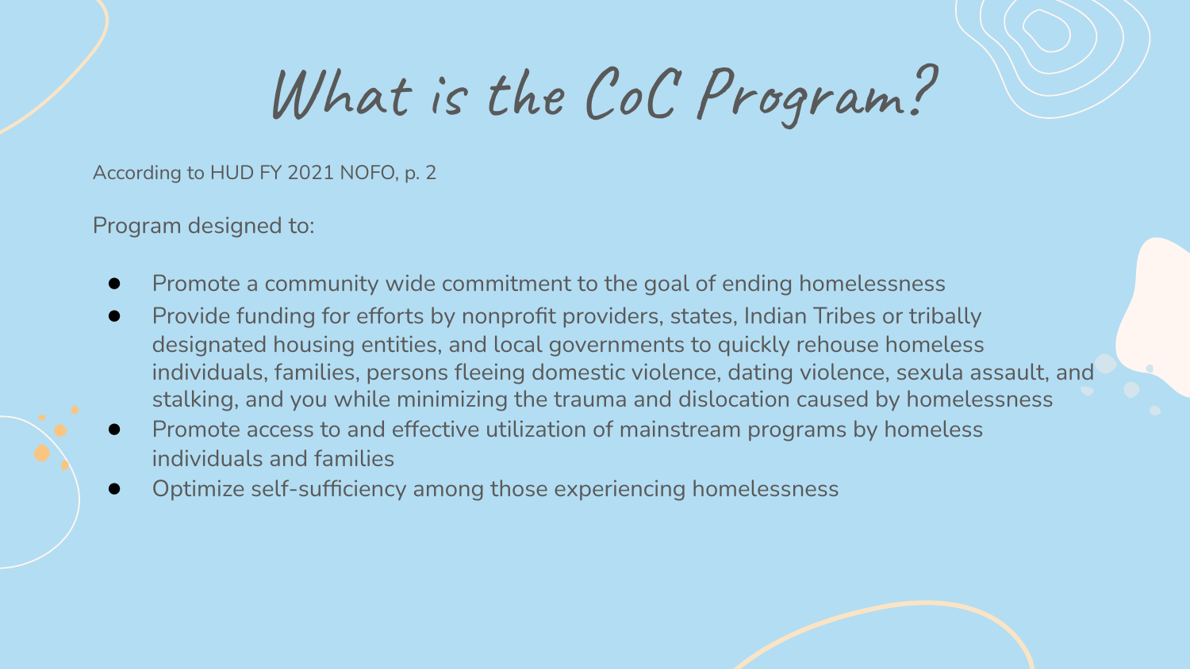# What is the CoC Program?

According to HUD FY 2021 NOFO, p. 2

Program designed to:

- Promote a community wide commitment to the goal of ending homelessness
- Provide funding for efforts by nonprofit providers, states, Indian Tribes or tribally designated housing entities, and local governments to quickly rehouse homeless individuals, families, persons fleeing domestic violence, dating violence, sexula assault, and stalking, and you while minimizing the trauma and dislocation caused by homelessness
- Promote access to and effective utilization of mainstream programs by homeless individuals and families
- Optimize self-sufficiency among those experiencing homelessness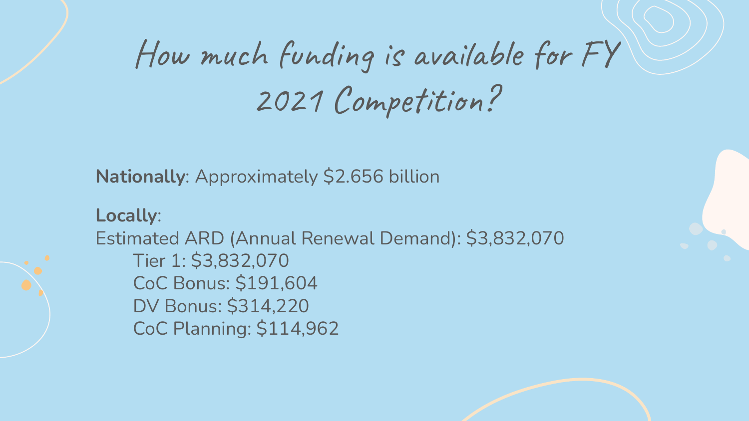# How much funding is available for FY 2021 Competition?

**Nationally**: Approximately $2.656 billion

**Locally**:

Estimated ARD (Annual Renewal Demand): $3,832,070

- Tier 1: $3,832,070
- CoC Bonus: $191,604
- DV Bonus: $314,220
- CoC Planning: $114,962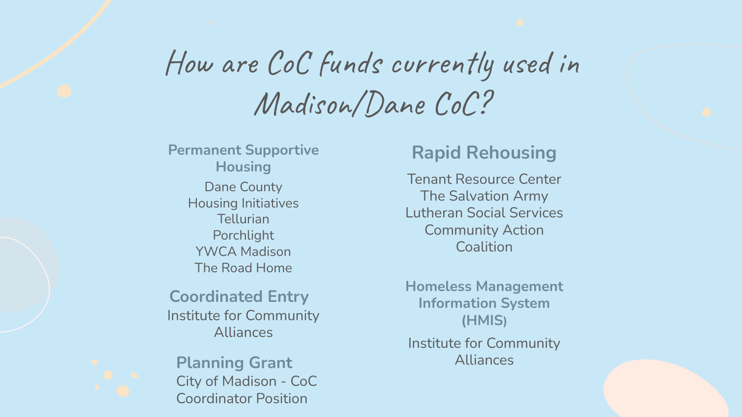# How are CoC funds currently used in Madison/Dane CoC?

## Permanent Supportive Housing

Dane County Housing Initiatives
Tellurian
Porchlight
YWCA Madison
The Road Home

## Coordinated Entry

Institute for Community Alliances

## Planning Grant

City of Madison - CoC Coordinator Position

## Rapid Rehousing

Tenant Resource Center
The Salvation Army
Lutheran Social Services
Community Action Coalition

## Homeless Management Information System (HMIS)

Institute for Community Alliances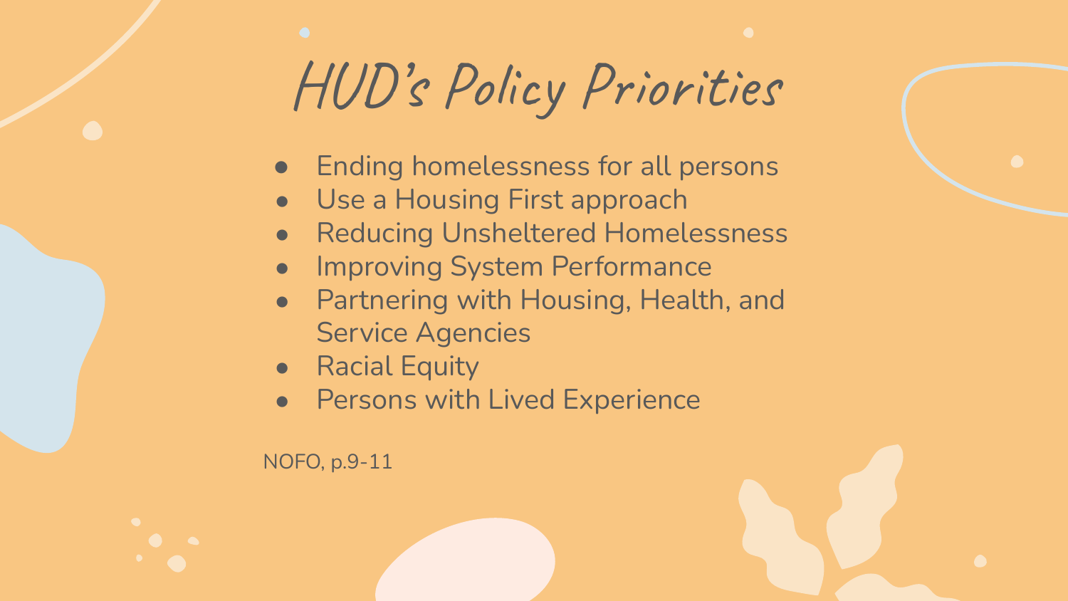# HUD's Policy Priorities

- Ending homelessness for all persons
- Use a Housing First approach
- Reducing Unsheltered Homelessness
- Improving System Performance
- Partnering with Housing, Health, and Service Agencies
- Racial Equity
- Persons with Lived Experience

NOFO, p.9-11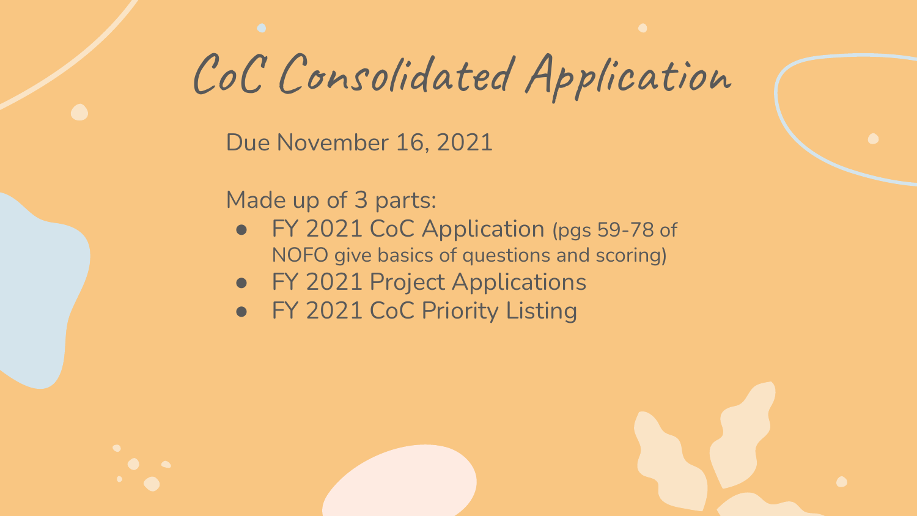# CoC Consolidated Application

Due November 16, 2021

Made up of 3 parts:

- FY 2021 CoC Application (pgs 59-78 of NOFO give basics of questions and scoring)
- FY 2021 Project Applications
- FY 2021 CoC Priority Listing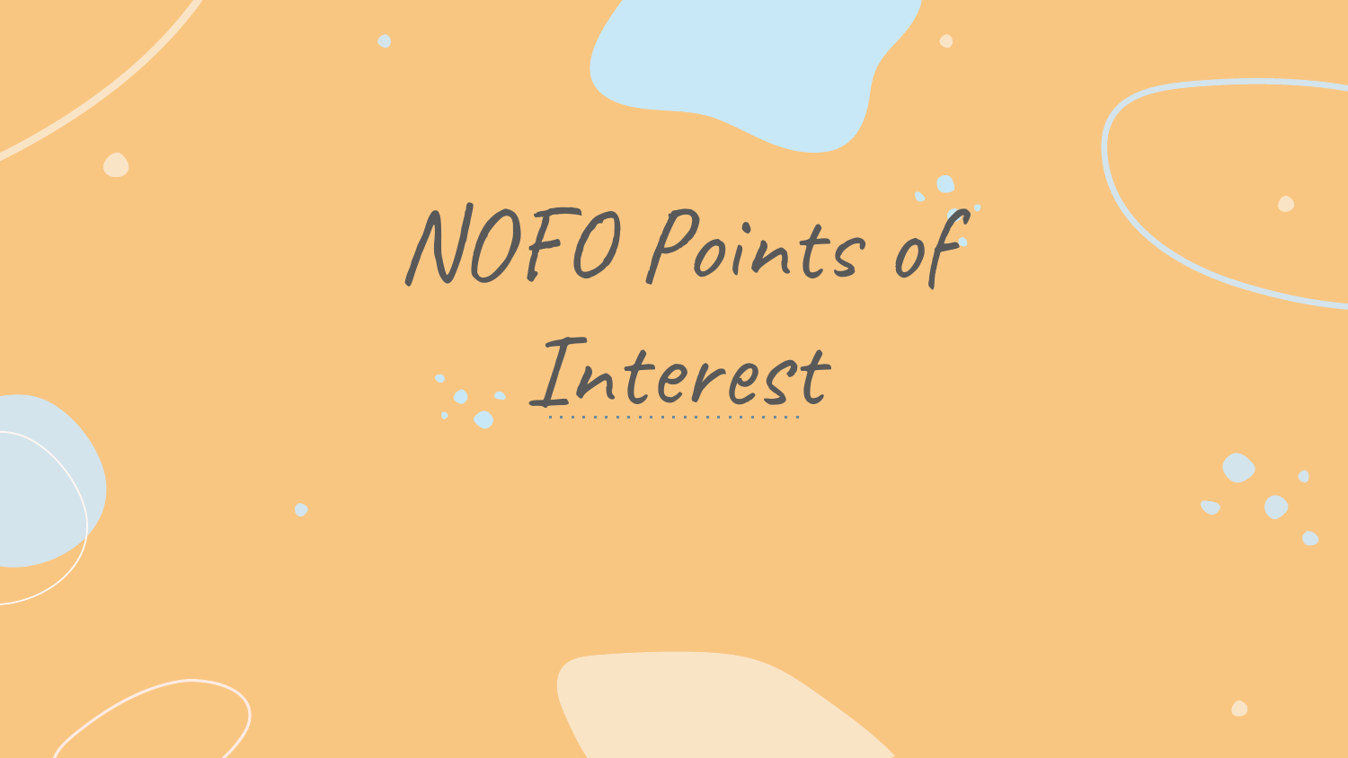# NOFO Points of Interest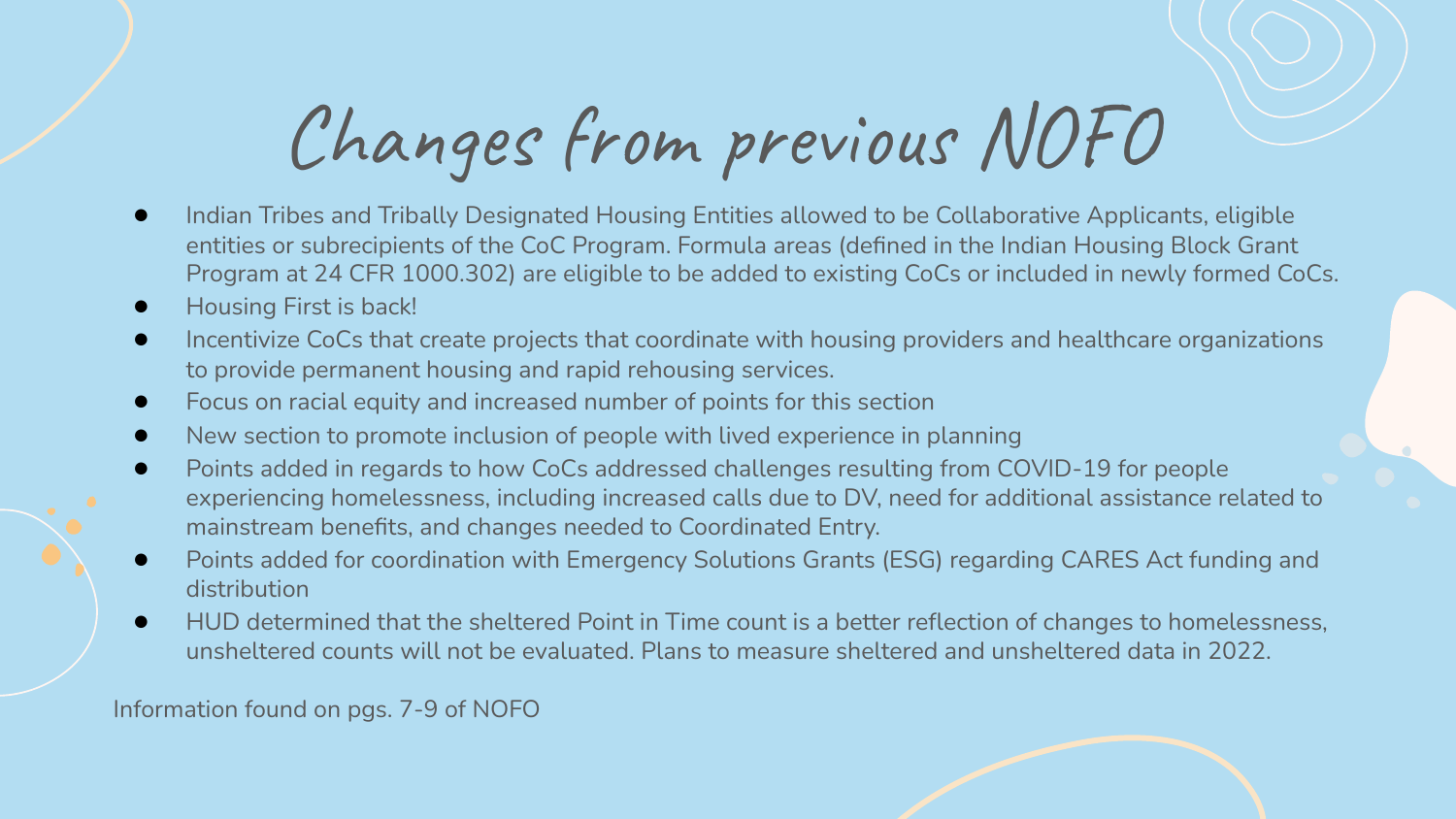# Changes from previous NOFO

- Indian Tribes and Tribally Designated Housing Entities allowed to be Collaborative Applicants, eligible entities or subrecipients of the CoC Program. Formula areas (defined in the Indian Housing Block Grant Program at 24 CFR 1000.302) are eligible to be added to existing CoCs or included in newly formed CoCs.
- Housing First is back!
- Incentivize CoCs that create projects that coordinate with housing providers and healthcare organizations to provide permanent housing and rapid rehousing services.
- Focus on racial equity and increased number of points for this section
- New section to promote inclusion of people with lived experience in planning
- Points added in regards to how CoCs addressed challenges resulting from COVID-19 for people experiencing homelessness, including increased calls due to DV, need for additional assistance related to mainstream benefits, and changes needed to Coordinated Entry.
- Points added for coordination with Emergency Solutions Grants (ESG) regarding CARES Act funding and distribution
- HUD determined that the sheltered Point in Time count is a better reflection of changes to homelessness, unsheltered counts will not be evaluated. Plans to measure sheltered and unsheltered data in 2022.

Information found on pgs. 7-9 of NOFO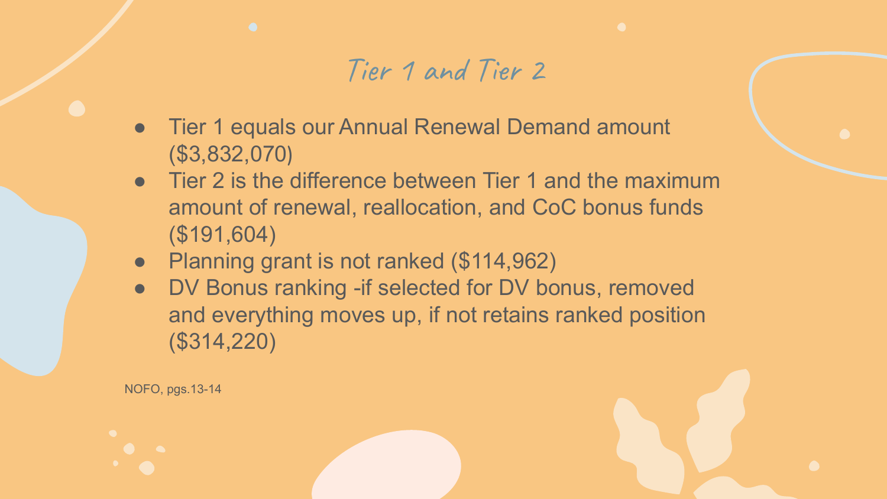# Tier 1 and Tier 2

- Tier 1 equals our Annual Renewal Demand amount ($3,832,070)
- Tier 2 is the difference between Tier 1 and the maximum amount of renewal, reallocation, and CoC bonus funds ($191,604)
- Planning grant is not ranked ($114,962)
- DV Bonus ranking -if selected for DV bonus, removed and everything moves up, if not retains ranked position ($314,220)

NOFO, pgs.13-14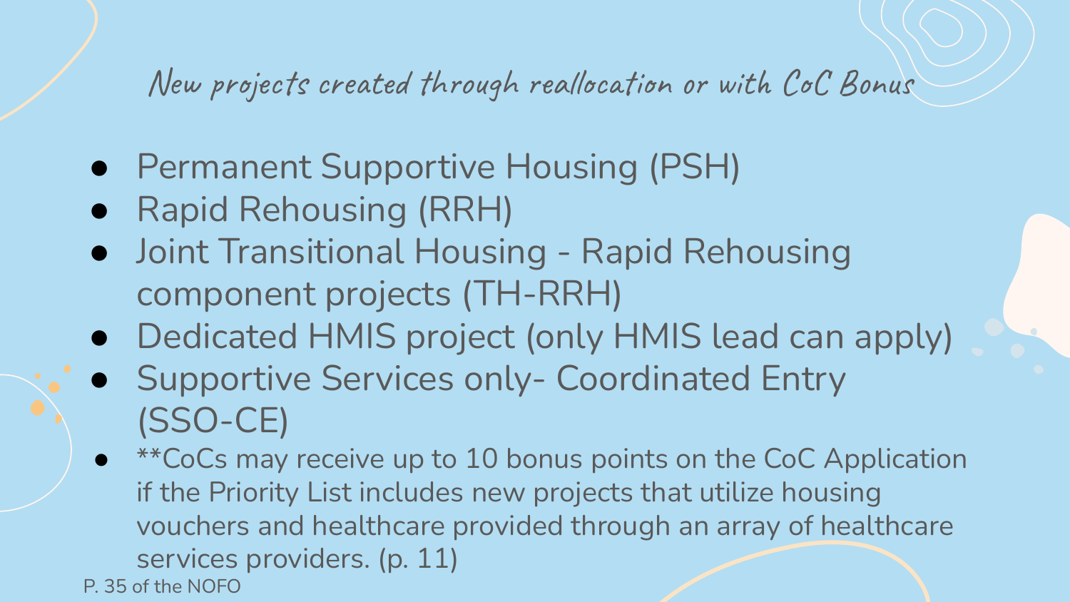# New projects created through reallocation or with CoC Bonus

- Permanent Supportive Housing (PSH)
- Rapid Rehousing (RRH)
- Joint Transitional Housing - Rapid Rehousing component projects (TH-RRH)
- Dedicated HMIS project (only HMIS lead can apply)
- Supportive Services only- Coordinated Entry (SSO-CE)
- **CoCs may receive up to 10 bonus points on the CoC Application if the Priority List includes new projects that utilize housing vouchers and healthcare provided through an array of healthcare services providers. (p. 11)

P. 35 of the NOFO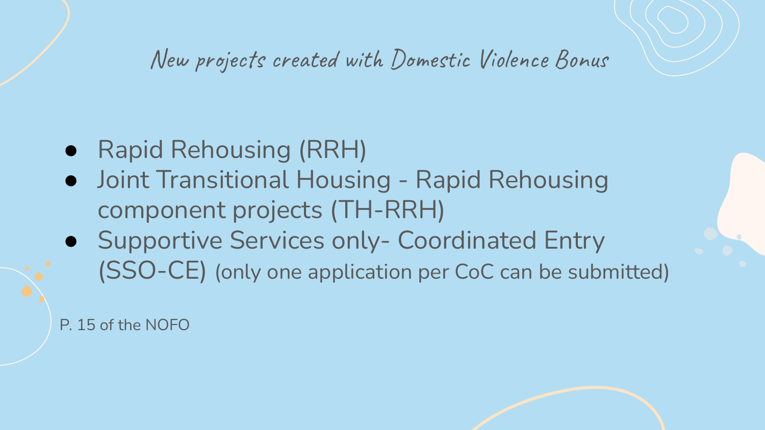# New projects created with Domestic Violence Bonus

- Rapid Rehousing (RRH)
- Joint Transitional Housing - Rapid Rehousing component projects (TH-RRH)
- Supportive Services only- Coordinated Entry (SSO-CE) (only one application per CoC can be submitted)

P. 15 of the NOFO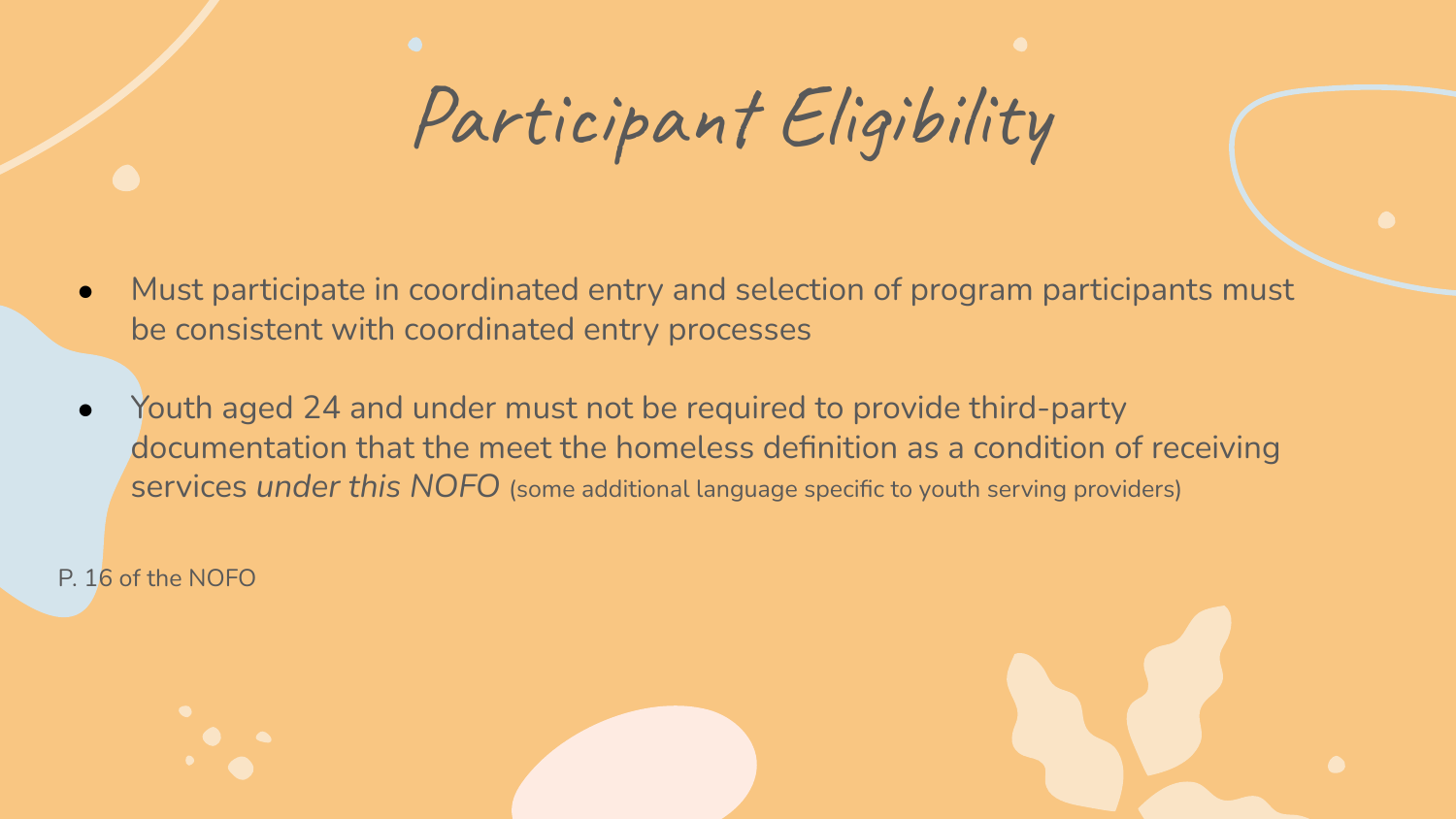# Participant Eligibility

- Must participate in coordinated entry and selection of program participants must be consistent with coordinated entry processes
- Youth aged 24 and under must not be required to provide third-party documentation that the meet the homeless definition as a condition of receiving services *under this NOFO* (some additional language specific to youth serving providers)

P. 16 of the NOFO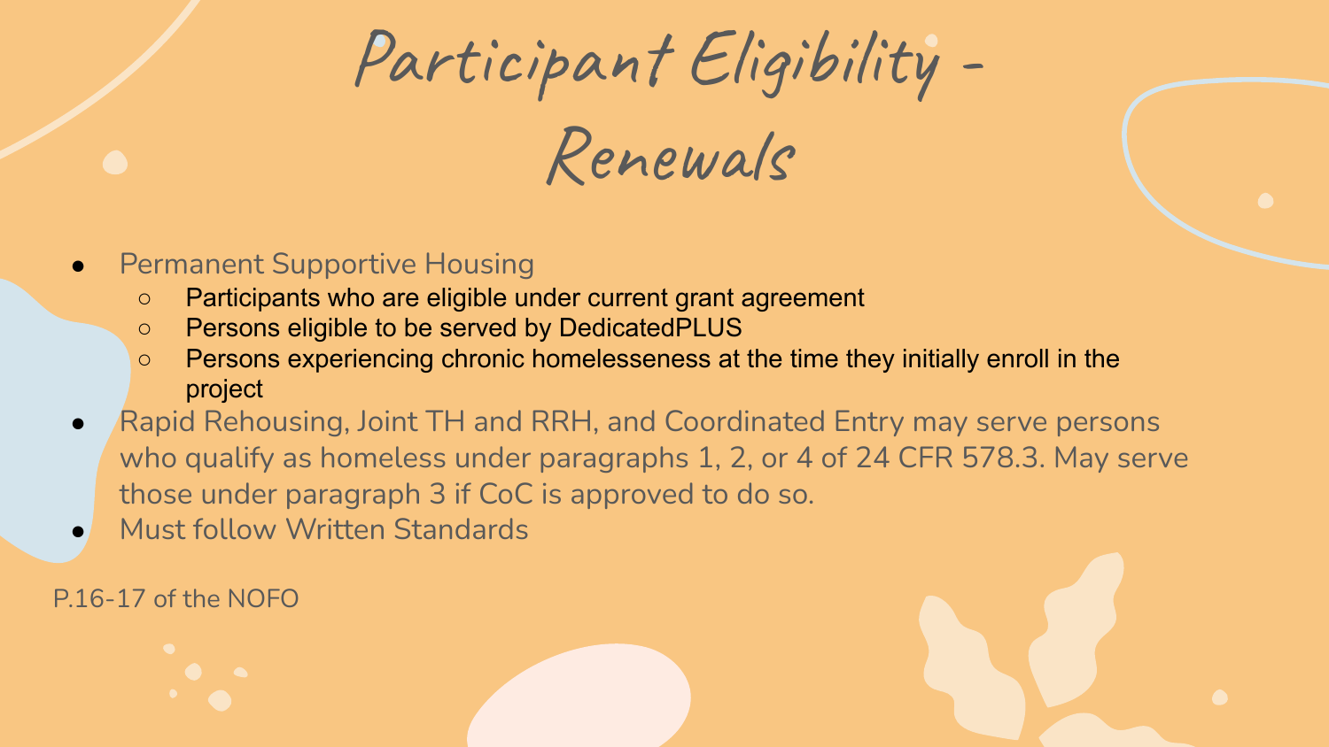# Participant Eligibility - Renewals

- Permanent Supportive Housing
  - Participants who are eligible under current grant agreement
  - Persons eligible to be served by DedicatedPLUS
  - Persons experiencing chronic homelesseness at the time they initially enroll in the project
- Rapid Rehousing, Joint TH and RRH, and Coordinated Entry may serve persons who qualify as homeless under paragraphs 1, 2, or 4 of 24 CFR 578.3. May serve those under paragraph 3 if CoC is approved to do so.
- Must follow Written Standards

P.16-17 of the NOFO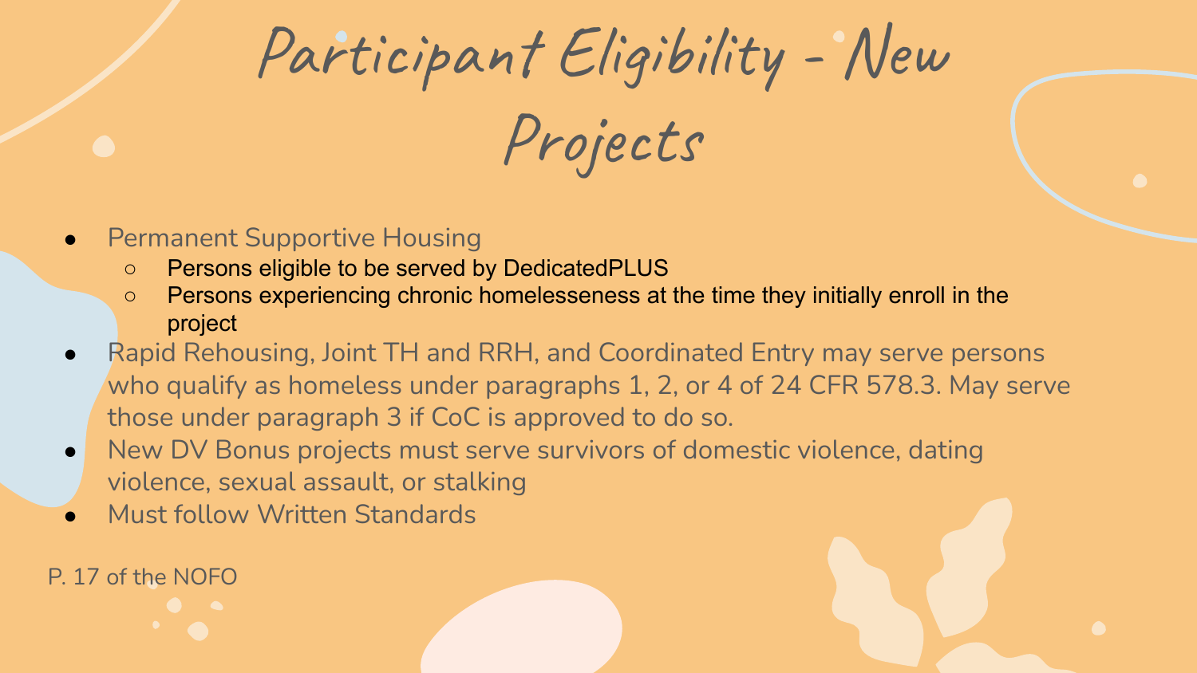# Participant Eligibility - New Projects

- Permanent Supportive Housing
  - Persons eligible to be served by DedicatedPLUS
  - Persons experiencing chronic homelesseness at the time they initially enroll in the project
- Rapid Rehousing, Joint TH and RRH, and Coordinated Entry may serve persons who qualify as homeless under paragraphs 1, 2, or 4 of 24 CFR 578.3. May serve those under paragraph 3 if CoC is approved to do so.
- New DV Bonus projects must serve survivors of domestic violence, dating violence, sexual assault, or stalking
- Must follow Written Standards

P. 17 of the NOFO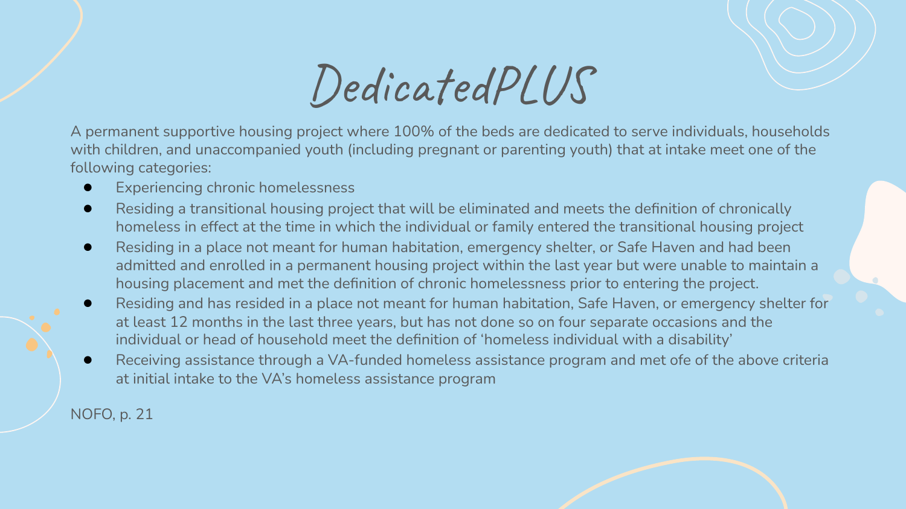# DedicatedPLUS

A permanent supportive housing project where 100% of the beds are dedicated to serve individuals, households with children, and unaccompanied youth (including pregnant or parenting youth) that at intake meet one of the following categories:

- Experiencing chronic homelessness
- Residing a transitional housing project that will be eliminated and meets the definition of chronically homeless in effect at the time in which the individual or family entered the transitional housing project
- Residing in a place not meant for human habitation, emergency shelter, or Safe Haven and had been admitted and enrolled in a permanent housing project within the last year but were unable to maintain a housing placement and met the definition of chronic homelessness prior to entering the project.
- Residing and has resided in a place not meant for human habitation, Safe Haven, or emergency shelter for at least 12 months in the last three years, but has not done so on four separate occasions and the individual or head of household meet the definition of 'homeless individual with a disability'
- Receiving assistance through a VA-funded homeless assistance program and met ofe of the above criteria at initial intake to the VA's homeless assistance program

NOFO, p. 21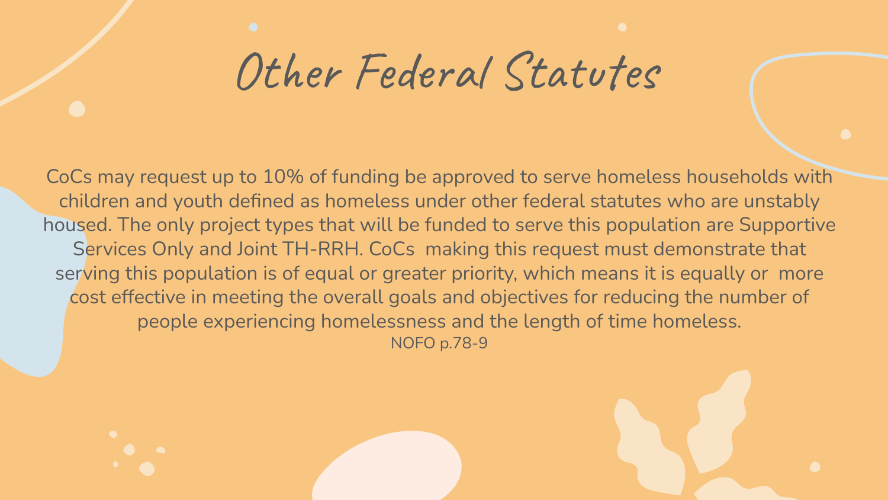# Other Federal Statutes

CoCs may request up to 10% of funding be approved to serve homeless households with children and youth defined as homeless under other federal statutes who are unstably housed. The only project types that will be funded to serve this population are Supportive Services Only and Joint TH-RRH. CoCs making this request must demonstrate that serving this population is of equal or greater priority, which means it is equally or more cost effective in meeting the overall goals and objectives for reducing the number of people experiencing homelessness and the length of time homeless.

NOFO p.78-9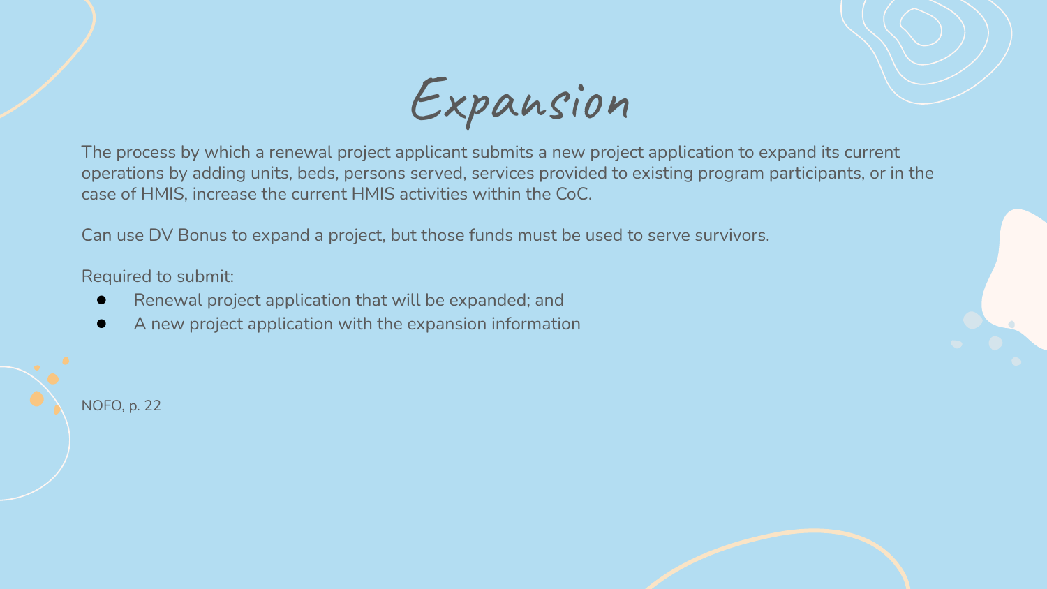# Expansion

The process by which a renewal project applicant submits a new project application to expand its current operations by adding units, beds, persons served, services provided to existing program participants, or in the case of HMIS, increase the current HMIS activities within the CoC.

Can use DV Bonus to expand a project, but those funds must be used to serve survivors.

Required to submit:

- Renewal project application that will be expanded; and
- A new project application with the expansion information

NOFO, p. 22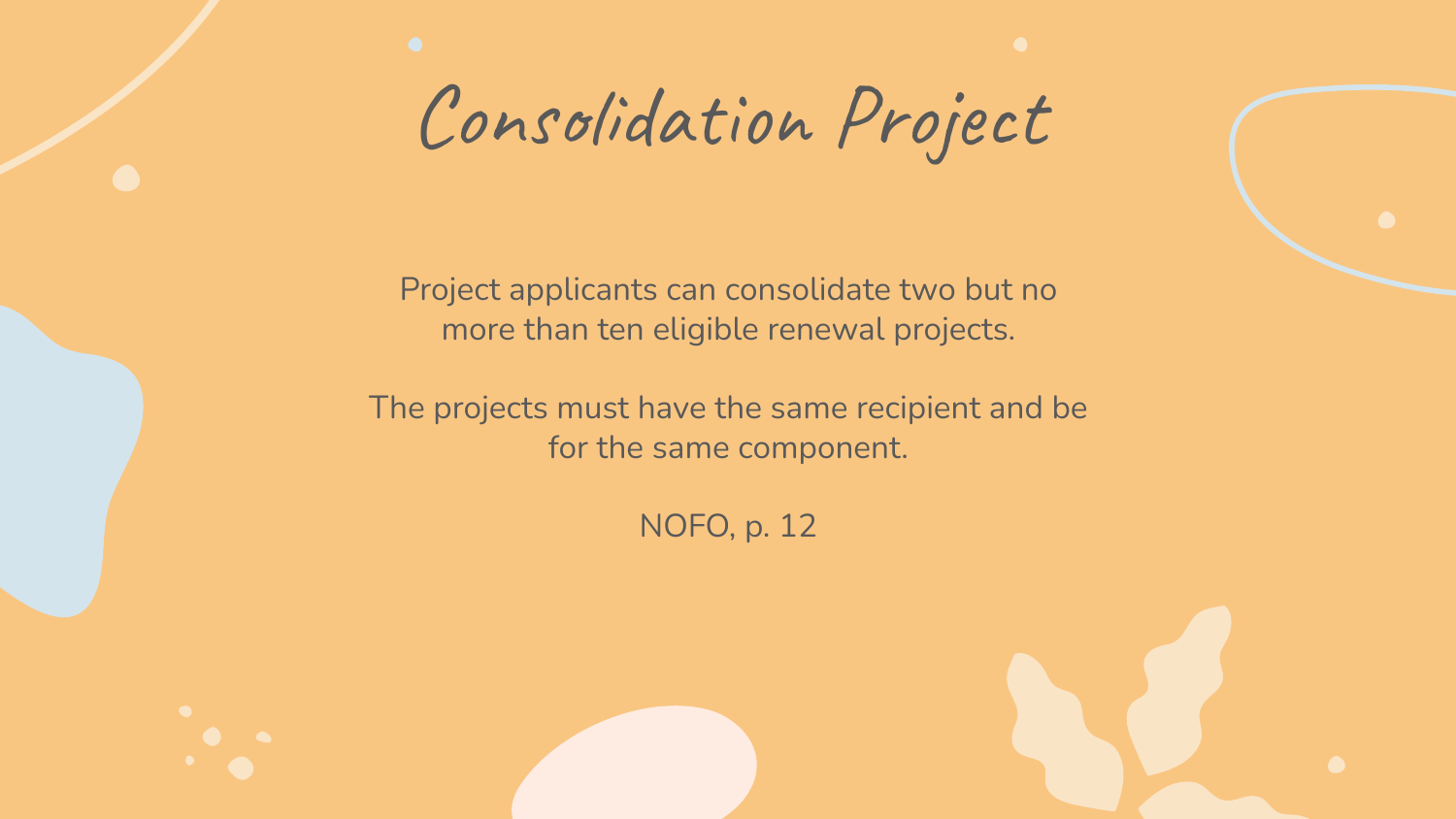# Consolidation Project

Project applicants can consolidate two but no more than ten eligible renewal projects.

The projects must have the same recipient and be for the same component.

NOFO, p. 12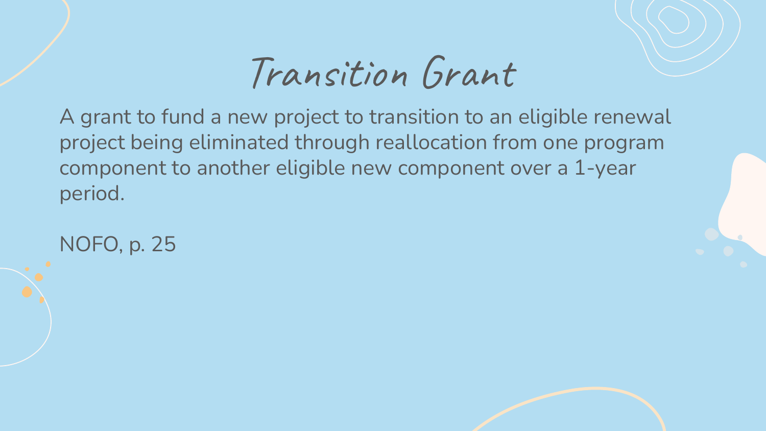# Transition Grant

A grant to fund a new project to transition to an eligible renewal project being eliminated through reallocation from one program component to another eligible new component over a 1-year period.

NOFO, p. 25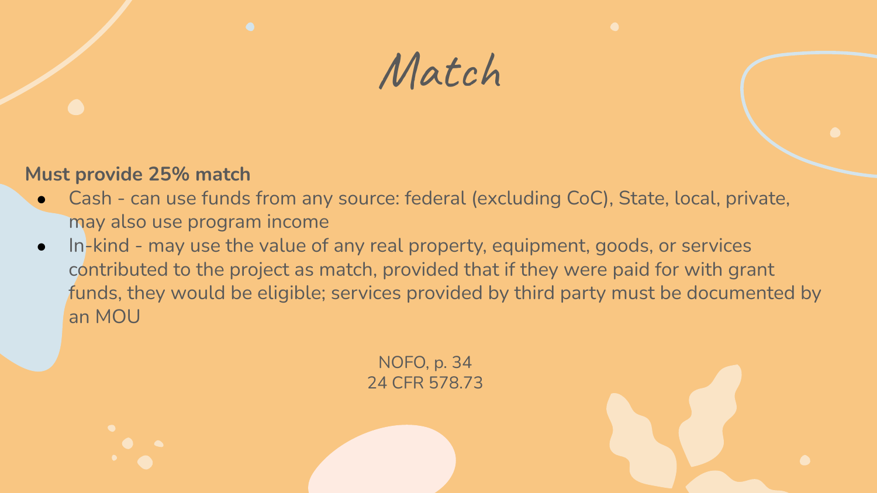# Match

**Must provide 25% match**

- Cash - can use funds from any source: federal (excluding CoC), State, local, private, may also use program income
- In-kind - may use the value of any real property, equipment, goods, or services contributed to the project as match, provided that if they were paid for with grant funds, they would be eligible; services provided by third party must be documented by an MOU

NOFO, p. 34
24 CFR 578.73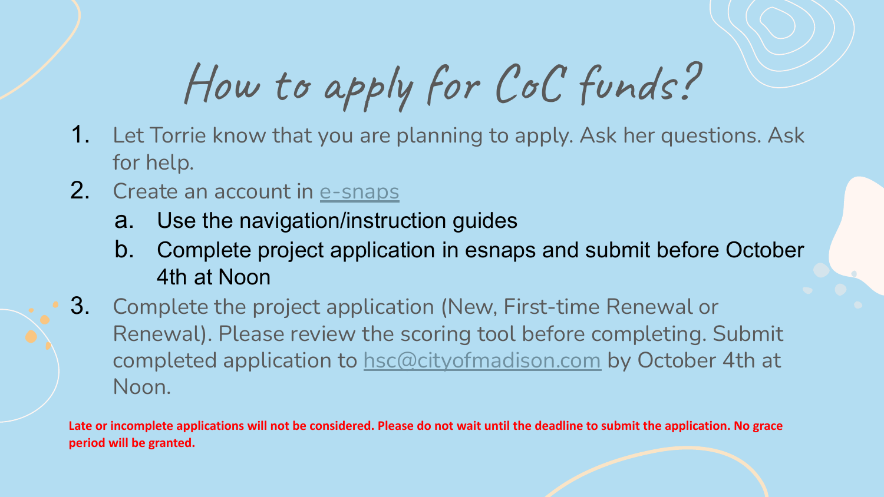# How to apply for CoC funds?

1. Let Torrie know that you are planning to apply. Ask her questions. Ask for help.
2. Create an account in [e-snaps](e-snaps)
   a. Use the navigation/instruction guides
   b. Complete project application in esnaps and submit before October 4th at Noon
3. Complete the project application (New, First-time Renewal or Renewal). Please review the scoring tool before completing. Submit completed application to hsc@cityofmadison.com by October 4th at Noon.

**Late or incomplete applications will not be considered. Please do not wait until the deadline to submit the application. No grace period will be granted.**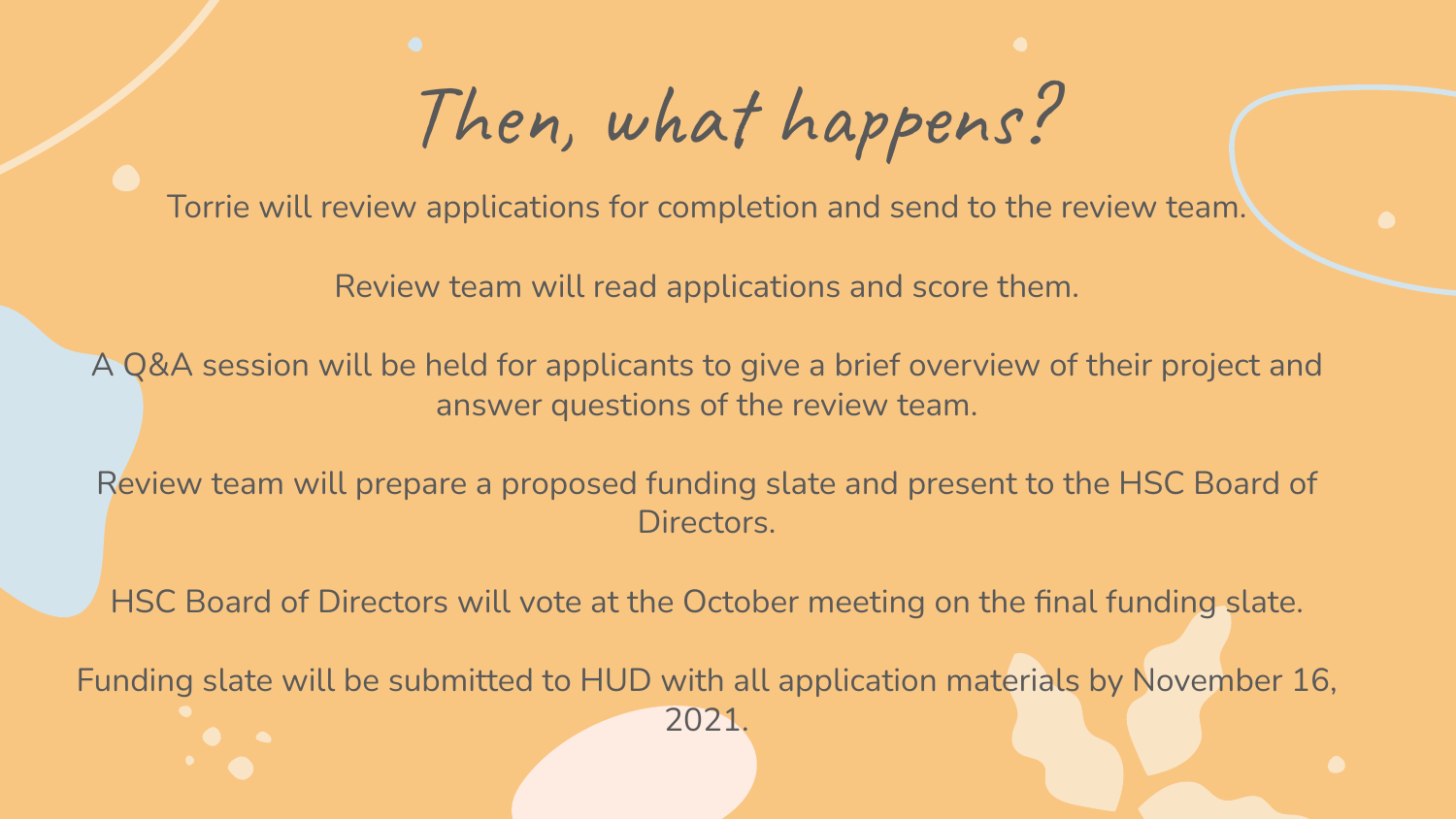# Then, what happens?

Torrie will review applications for completion and send to the review team.

Review team will read applications and score them.

A Q&A session will be held for applicants to give a brief overview of their project and answer questions of the review team.

Review team will prepare a proposed funding slate and present to the HSC Board of Directors.

HSC Board of Directors will vote at the October meeting on the final funding slate.

Funding slate will be submitted to HUD with all application materials by November 16, 2021.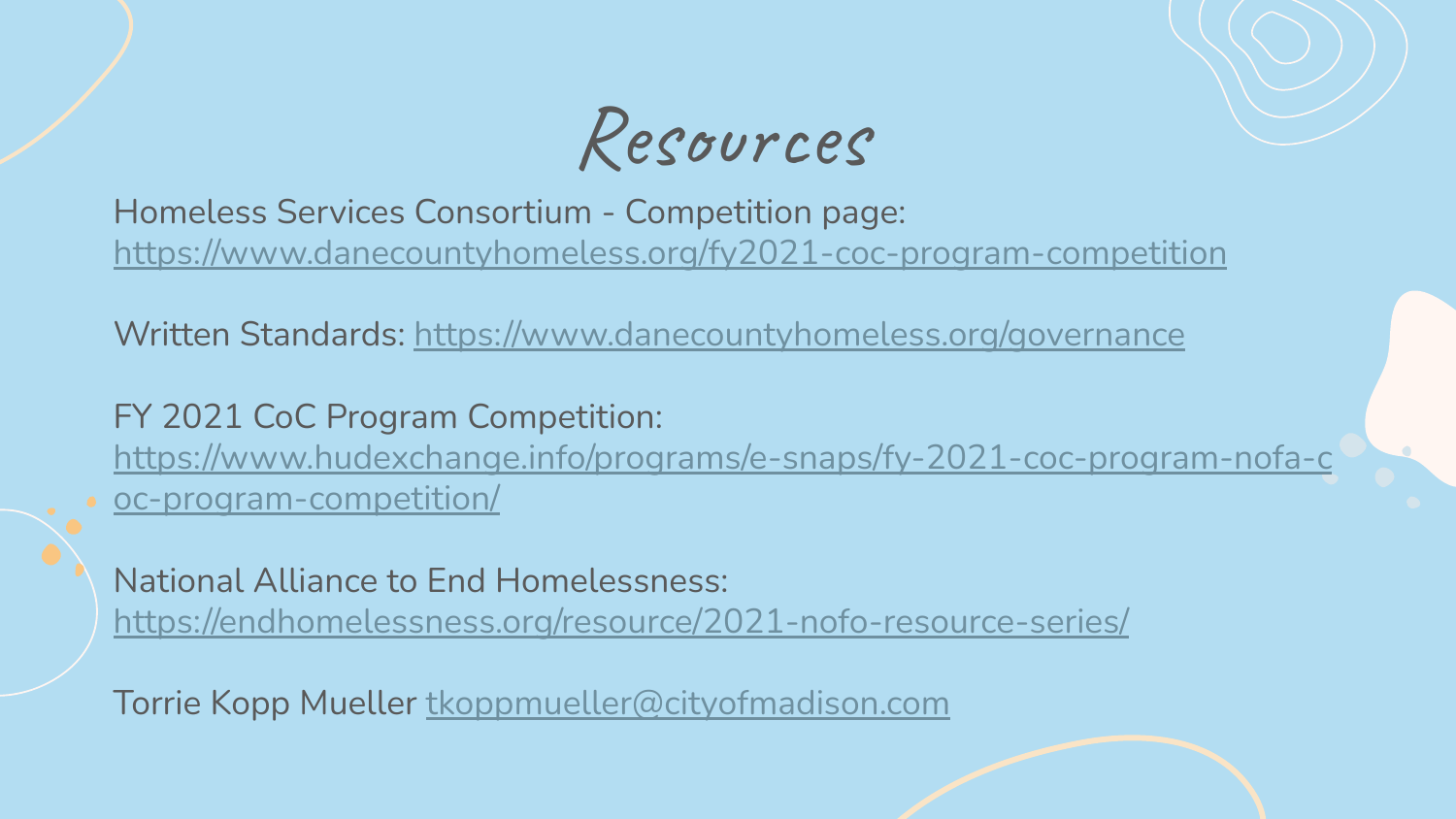# Resources

Homeless Services Consortium - Competition page:
https://www.danecountyhomeless.org/fy2021-coc-program-competition

Written Standards: https://www.danecountyhomeless.org/governance

FY 2021 CoC Program Competition:
https://www.hudexchange.info/programs/e-snaps/fy-2021-coc-program-nofa-coc-program-competition/

National Alliance to End Homelessness:
https://endhomelessness.org/resource/2021-nofo-resource-series/

Torrie Kopp Mueller tkoppmueller@cityofmadison.com